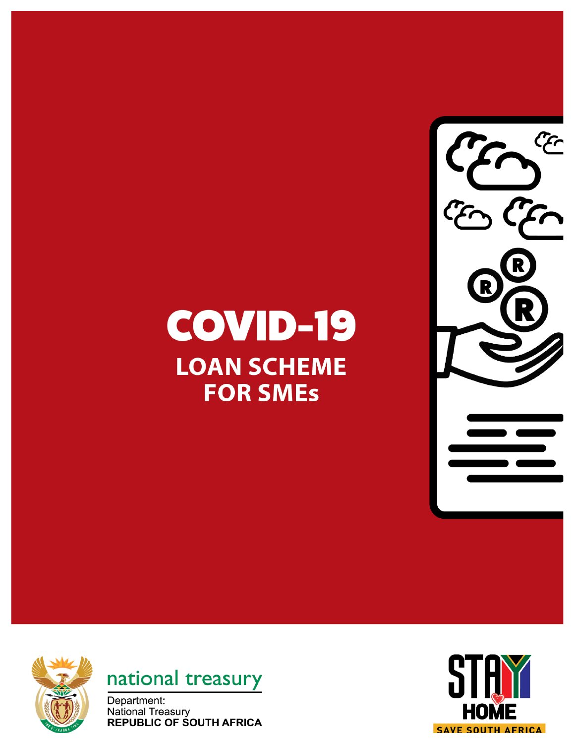# COVID-19

## LOAN SCHEME FOR SMEs

national treasury

Department:
National Treasury
**REPUBLIC OF SOUTH AFRICA**

STAY HOME

SAVE SOUTH AFRICA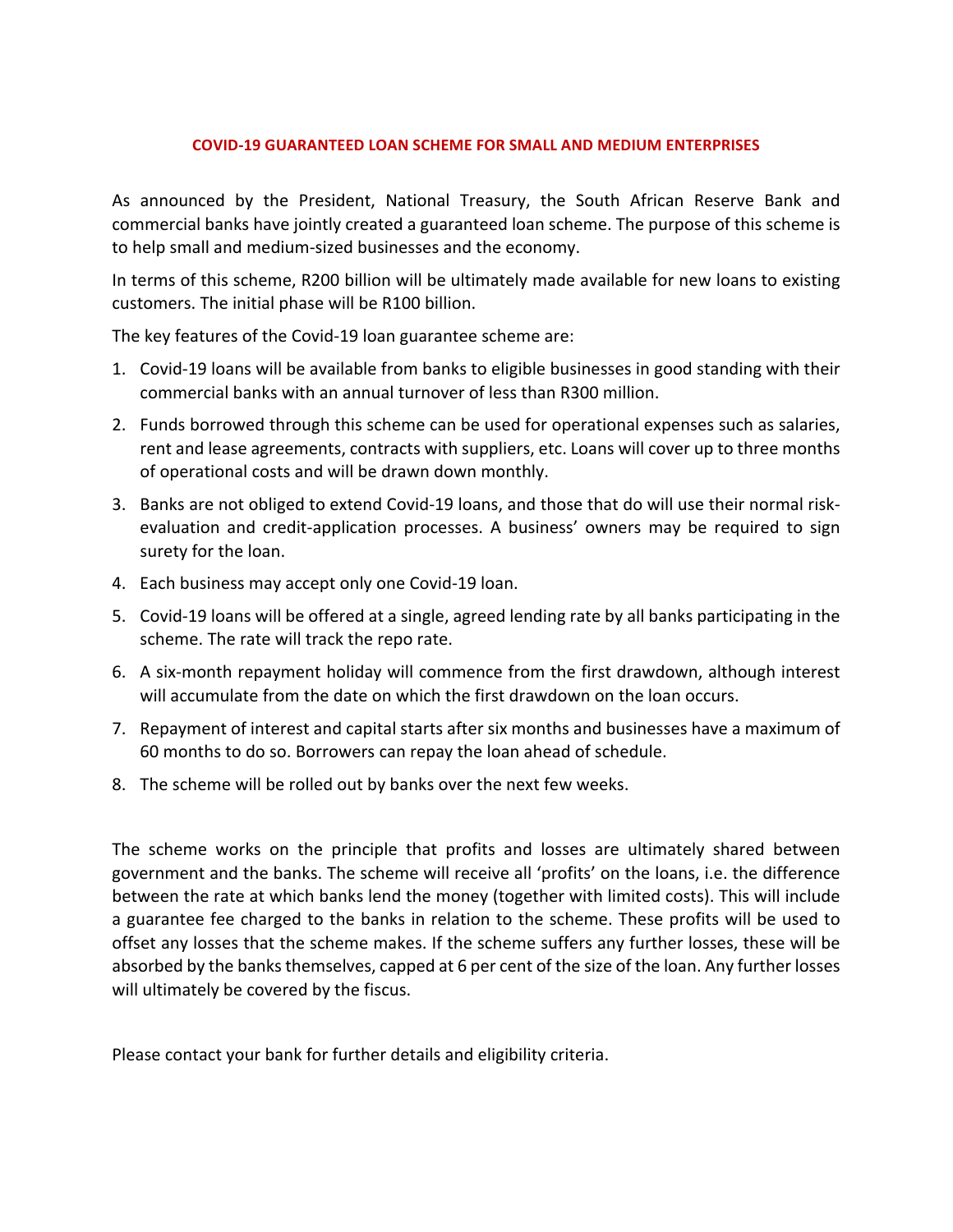# COVID-19 GUARANTEED LOAN SCHEME FOR SMALL AND MEDIUM ENTERPRISES

As announced by the President, National Treasury, the South African Reserve Bank and commercial banks have jointly created a guaranteed loan scheme. The purpose of this scheme is to help small and medium-sized businesses and the economy.

In terms of this scheme, R200 billion will be ultimately made available for new loans to existing customers. The initial phase will be R100 billion.

The key features of the Covid-19 loan guarantee scheme are:

1. Covid-19 loans will be available from banks to eligible businesses in good standing with their commercial banks with an annual turnover of less than R300 million.
2. Funds borrowed through this scheme can be used for operational expenses such as salaries, rent and lease agreements, contracts with suppliers, etc. Loans will cover up to three months of operational costs and will be drawn down monthly.
3. Banks are not obliged to extend Covid-19 loans, and those that do will use their normal risk-evaluation and credit-application processes. A business' owners may be required to sign surety for the loan.
4. Each business may accept only one Covid-19 loan.
5. Covid-19 loans will be offered at a single, agreed lending rate by all banks participating in the scheme. The rate will track the repo rate.
6. A six-month repayment holiday will commence from the first drawdown, although interest will accumulate from the date on which the first drawdown on the loan occurs.
7. Repayment of interest and capital starts after six months and businesses have a maximum of 60 months to do so. Borrowers can repay the loan ahead of schedule.
8. The scheme will be rolled out by banks over the next few weeks.

The scheme works on the principle that profits and losses are ultimately shared between government and the banks. The scheme will receive all 'profits' on the loans, i.e. the difference between the rate at which banks lend the money (together with limited costs). This will include a guarantee fee charged to the banks in relation to the scheme. These profits will be used to offset any losses that the scheme makes. If the scheme suffers any further losses, these will be absorbed by the banks themselves, capped at 6 per cent of the size of the loan. Any further losses will ultimately be covered by the fiscus.

Please contact your bank for further details and eligibility criteria.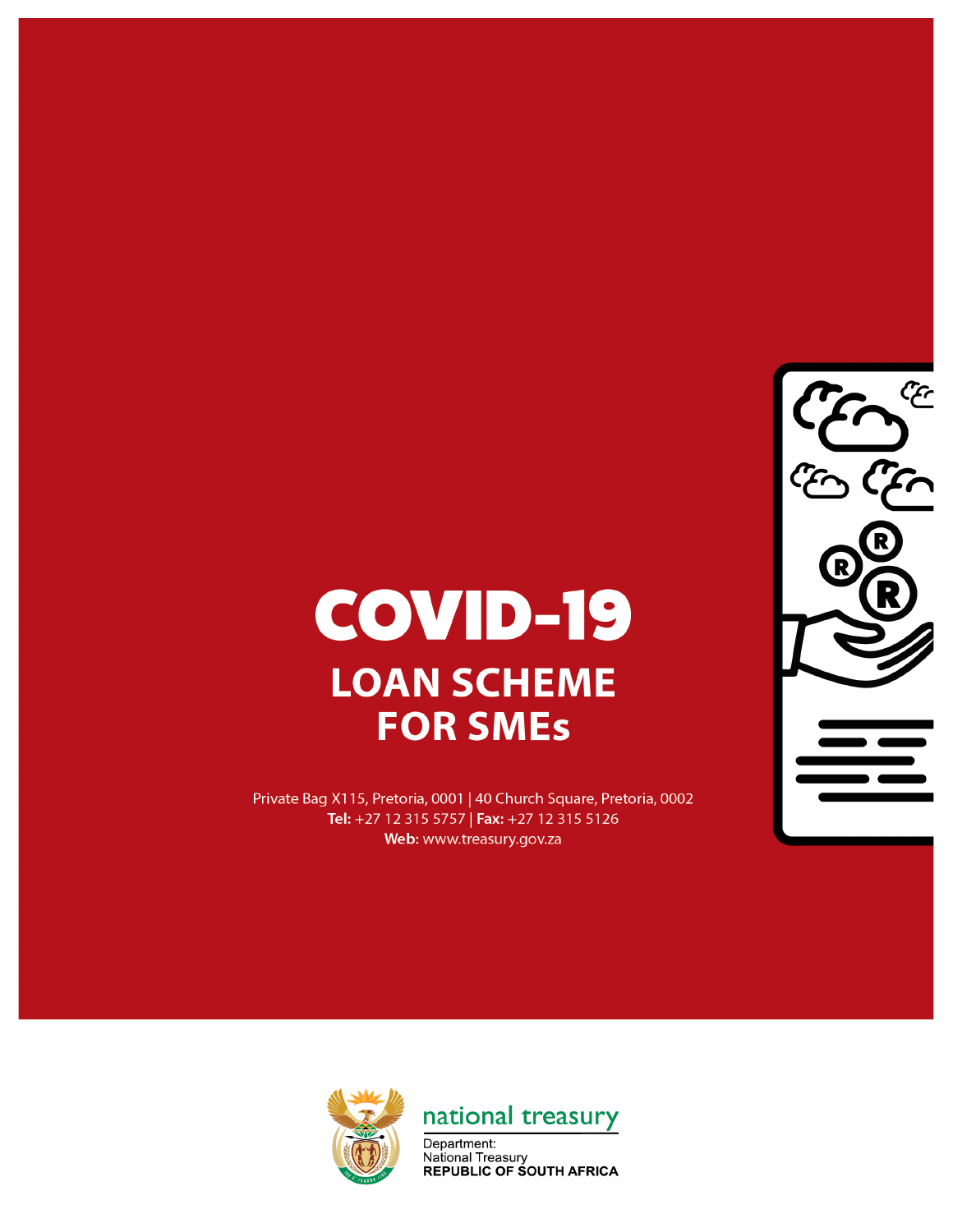# COVID-19

## LOAN SCHEME FOR SMEs

Private Bag X115, Pretoria, 0001 | 40 Church Square, Pretoria, 0002
**Tel:** +27 12 315 5757 | **Fax:** +27 12 315 5126
**Web:** www.treasury.gov.za

national treasury

Department:
National Treasury
**REPUBLIC OF SOUTH AFRICA**